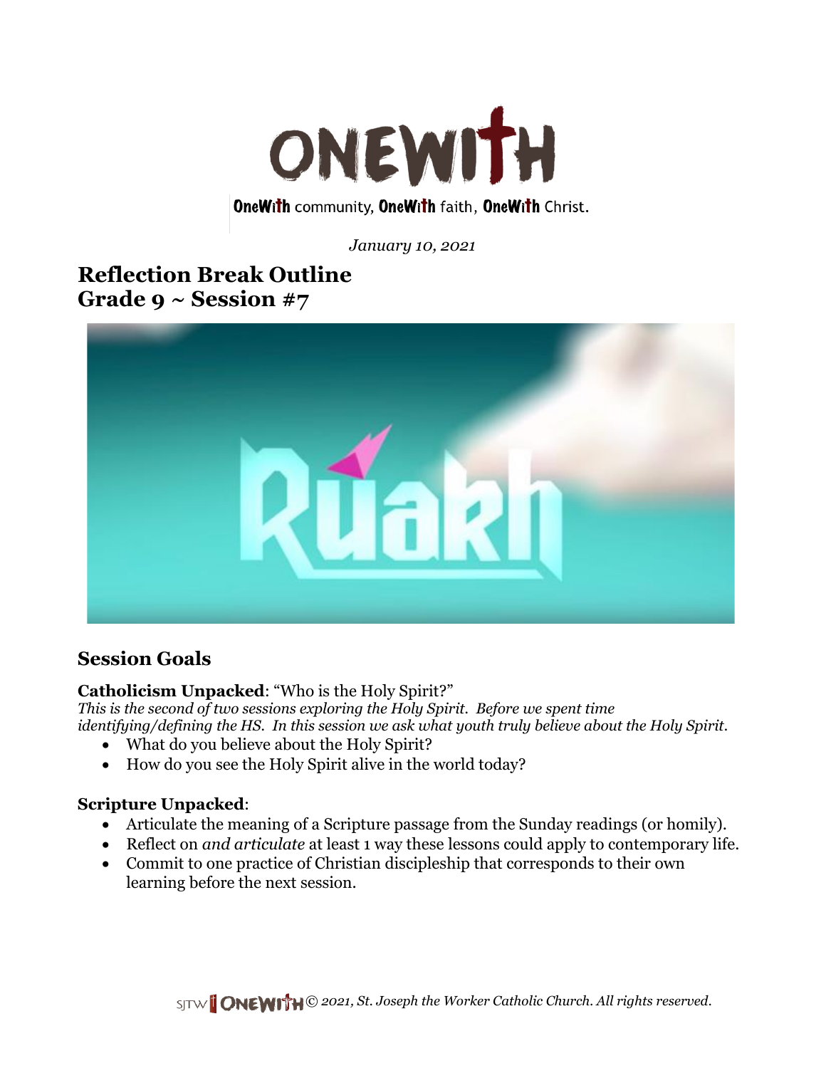ONEWITH

OneWith community, OneWith faith, OneWith Christ.

*January 10, 2021*

# Reflection Break Outline
# Grade 9 ~ Session #7

## Session Goals

**Catholicism Unpacked**: "Who is the Holy Spirit?"
*This is the second of two sessions exploring the Holy Spirit. Before we spent time identifying/defining the HS. In this session we ask what youth truly believe about the Holy Spirit.*

- What do you believe about the Holy Spirit?
- How do you see the Holy Spirit alive in the world today?

**Scripture Unpacked**:

- Articulate the meaning of a Scripture passage from the Sunday readings (or homily).
- Reflect on *and articulate* at least 1 way these lessons could apply to contemporary life.
- Commit to one practice of Christian discipleship that corresponds to their own learning before the next session.

SJTW | ONEWITH *© 2021, St. Joseph the Worker Catholic Church. All rights reserved.*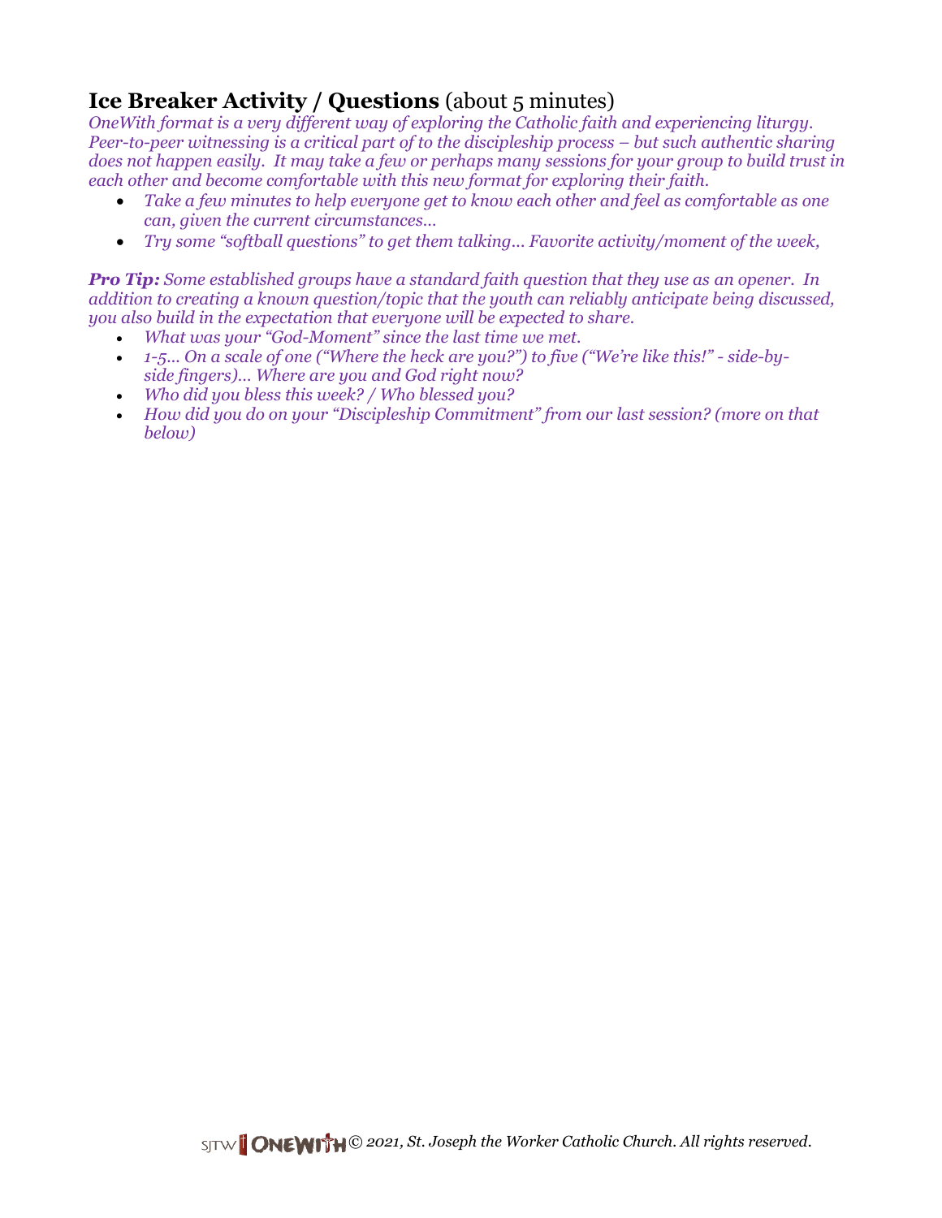## **Ice Breaker Activity / Questions** (about 5 minutes)

*OneWith format is a very different way of exploring the Catholic faith and experiencing liturgy. Peer-to-peer witnessing is a critical part of to the discipleship process – but such authentic sharing does not happen easily. It may take a few or perhaps many sessions for your group to build trust in each other and become comfortable with this new format for exploring their faith.*

- *Take a few minutes to help everyone get to know each other and feel as comfortable as one can, given the current circumstances…*
- *Try some "softball questions" to get them talking… Favorite activity/moment of the week,*

***Pro Tip:*** *Some established groups have a standard faith question that they use as an opener. In addition to creating a known question/topic that the youth can reliably anticipate being discussed, you also build in the expectation that everyone will be expected to share.*

- *What was your "God-Moment" since the last time we met.*
- *1-5… On a scale of one ("Where the heck are you?") to five ("We're like this!" - side-by-side fingers)… Where are you and God right now?*
- *Who did you bless this week? / Who blessed you?*
- *How did you do on your "Discipleship Commitment" from our last session? (more on that below)*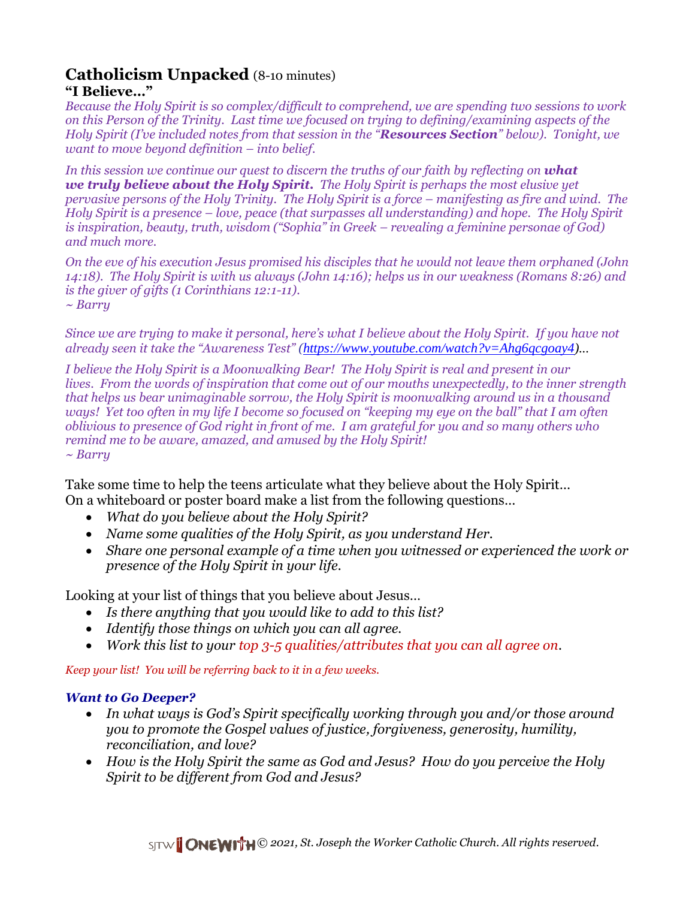## Catholicism Unpacked (8-10 minutes)

### "I Believe…"

*Because the Holy Spirit is so complex/difficult to comprehend, we are spending two sessions to work on this Person of the Trinity. Last time we focused on trying to defining/examining aspects of the Holy Spirit (I've included notes from that session in the "**Resources Section**" below). Tonight, we want to move beyond definition – into belief.*

*In this session we continue our quest to discern the truths of our faith by reflecting on **what we truly believe about the Holy Spirit.** The Holy Spirit is perhaps the most elusive yet pervasive persons of the Holy Trinity. The Holy Spirit is a force – manifesting as fire and wind. The Holy Spirit is a presence – love, peace (that surpasses all understanding) and hope. The Holy Spirit is inspiration, beauty, truth, wisdom ("Sophia" in Greek – revealing a feminine personae of God) and much more.*

*On the eve of his execution Jesus promised his disciples that he would not leave them orphaned (John 14:18). The Holy Spirit is with us always (John 14:16); helps us in our weakness (Romans 8:26) and is the giver of gifts (1 Corinthians 12:1-11).*
*~ Barry*

*Since we are trying to make it personal, here's what I believe about the Holy Spirit. If you have not already seen it take the "Awareness Test" (https://www.youtube.com/watch?v=Ahg6qcgoay4)…*

*I believe the Holy Spirit is a Moonwalking Bear! The Holy Spirit is real and present in our lives. From the words of inspiration that come out of our mouths unexpectedly, to the inner strength that helps us bear unimaginable sorrow, the Holy Spirit is moonwalking around us in a thousand ways! Yet too often in my life I become so focused on "keeping my eye on the ball" that I am often oblivious to presence of God right in front of me. I am grateful for you and so many others who remind me to be aware, amazed, and amused by the Holy Spirit!*
*~ Barry*

Take some time to help the teens articulate what they believe about the Holy Spirit…
On a whiteboard or poster board make a list from the following questions…

- *What do you believe about the Holy Spirit?*
- *Name some qualities of the Holy Spirit, as you understand Her.*
- *Share one personal example of a time when you witnessed or experienced the work or presence of the Holy Spirit in your life.*

Looking at your list of things that you believe about Jesus…

- *Is there anything that you would like to add to this list?*
- *Identify those things on which you can all agree.*
- *Work this list to your top 3-5 qualities/attributes that you can all agree on.*

*Keep your list! You will be referring back to it in a few weeks.*

### *Want to Go Deeper?*

- *In what ways is God's Spirit specifically working through you and/or those around you to promote the Gospel values of justice, forgiveness, generosity, humility, reconciliation, and love?*
- *How is the Holy Spirit the same as God and Jesus? How do you perceive the Holy Spirit to be different from God and Jesus?*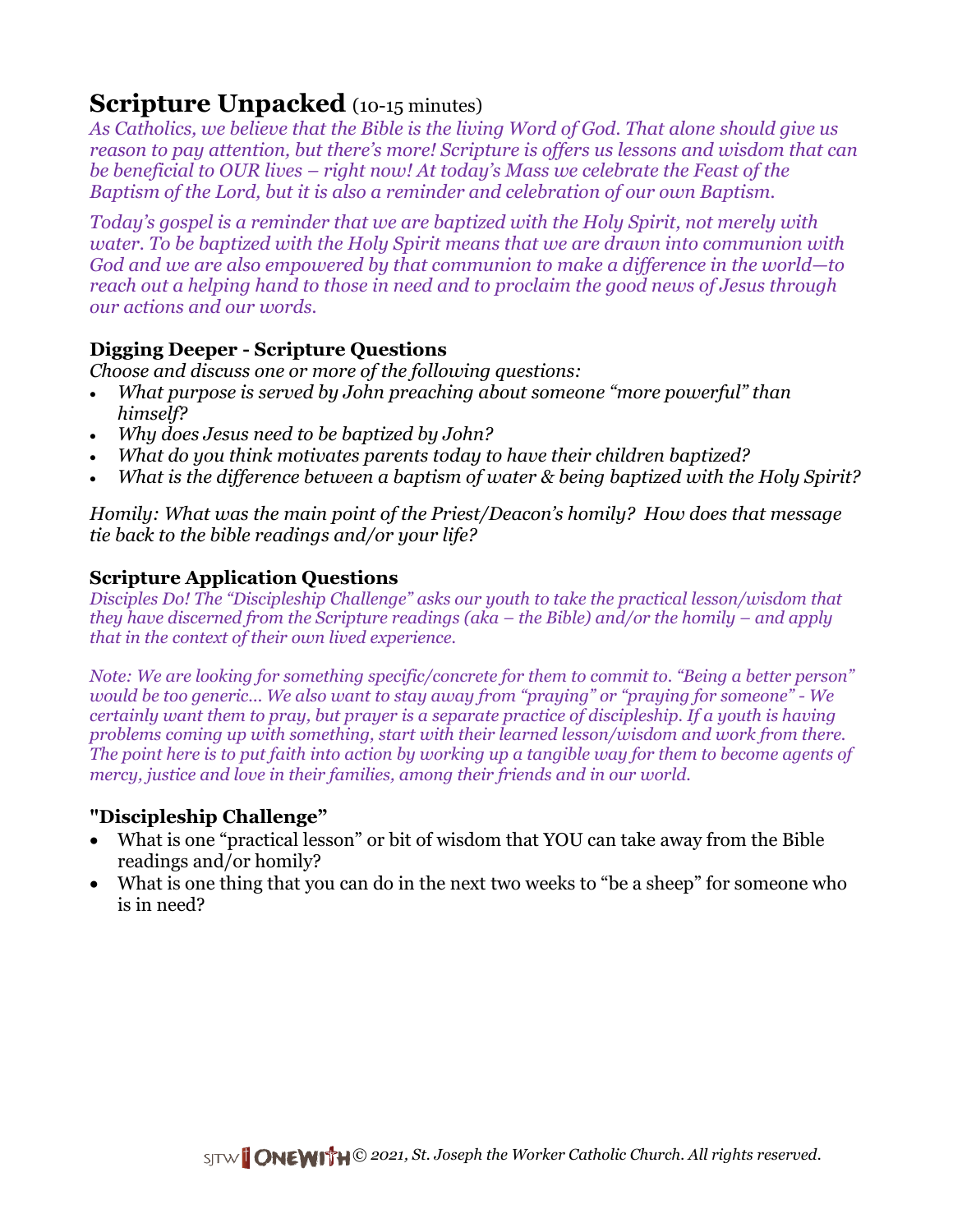## Scripture Unpacked (10-15 minutes)

*As Catholics, we believe that the Bible is the living Word of God. That alone should give us reason to pay attention, but there's more! Scripture is offers us lessons and wisdom that can be beneficial to OUR lives – right now! At today's Mass we celebrate the Feast of the Baptism of the Lord, but it is also a reminder and celebration of our own Baptism.*

*Today's gospel is a reminder that we are baptized with the Holy Spirit, not merely with water. To be baptized with the Holy Spirit means that we are drawn into communion with God and we are also empowered by that communion to make a difference in the world—to reach out a helping hand to those in need and to proclaim the good news of Jesus through our actions and our words.*

### Digging Deeper - Scripture Questions

*Choose and discuss one or more of the following questions:*

- *What purpose is served by John preaching about someone "more powerful" than himself?*
- *Why does Jesus need to be baptized by John?*
- *What do you think motivates parents today to have their children baptized?*
- *What is the difference between a baptism of water & being baptized with the Holy Spirit?*

*Homily: What was the main point of the Priest/Deacon's homily? How does that message tie back to the bible readings and/or your life?*

### Scripture Application Questions

*Disciples Do! The "Discipleship Challenge" asks our youth to take the practical lesson/wisdom that they have discerned from the Scripture readings (aka – the Bible) and/or the homily – and apply that in the context of their own lived experience.*

*Note: We are looking for something specific/concrete for them to commit to. "Being a better person" would be too generic... We also want to stay away from "praying" or "praying for someone" - We certainly want them to pray, but prayer is a separate practice of discipleship. If a youth is having problems coming up with something, start with their learned lesson/wisdom and work from there. The point here is to put faith into action by working up a tangible way for them to become agents of mercy, justice and love in their families, among their friends and in our world.*

### "Discipleship Challenge"

- What is one "practical lesson" or bit of wisdom that YOU can take away from the Bible readings and/or homily?
- What is one thing that you can do in the next two weeks to "be a sheep" for someone who is in need?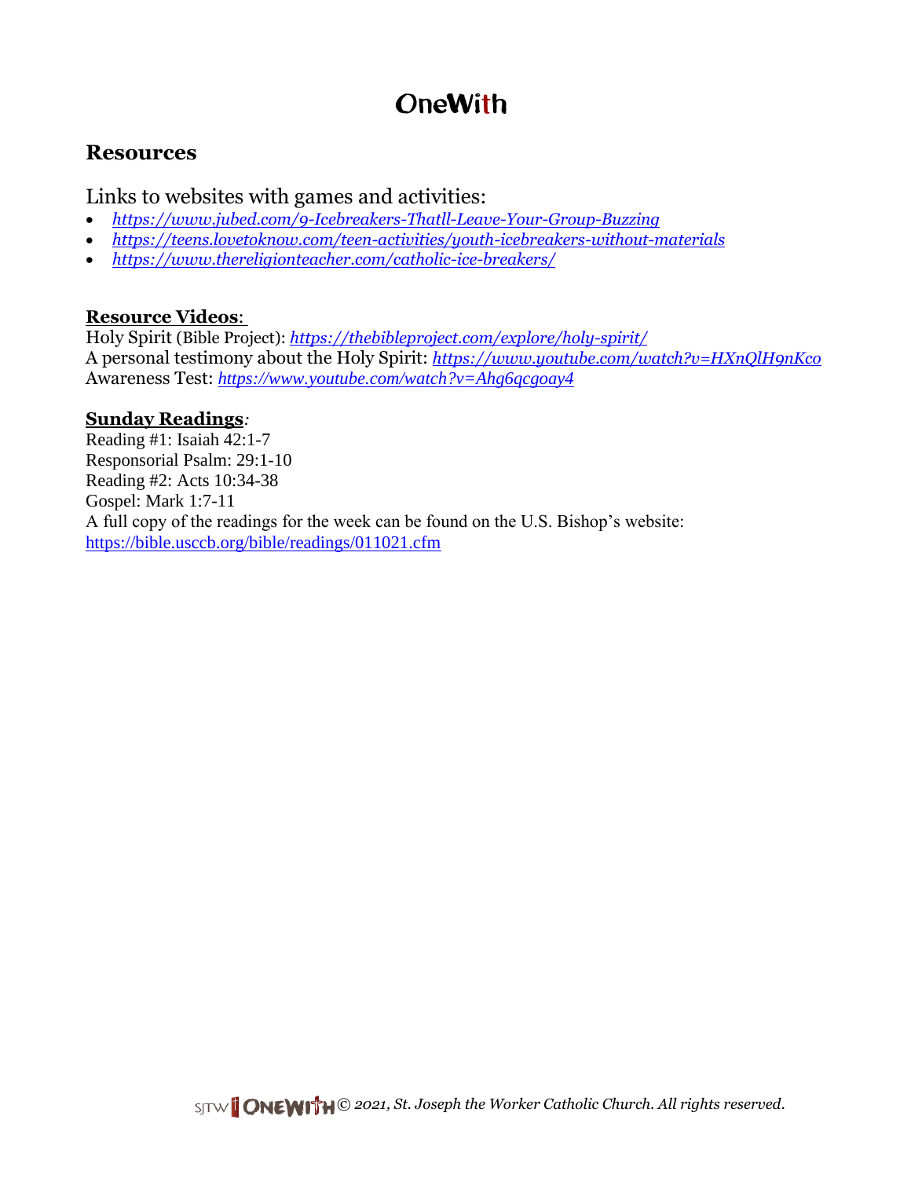# OneWith

## Resources

Links to websites with games and activities:

- *https://www.jubed.com/9-Icebreakers-Thatll-Leave-Your-Group-Buzzing*
- *https://teens.lovetoknow.com/teen-activities/youth-icebreakers-without-materials*
- *https://www.thereligionteacher.com/catholic-ice-breakers/*

**Resource Videos**:
Holy Spirit (Bible Project): *https://thebibleproject.com/explore/holy-spirit/*
A personal testimony about the Holy Spirit: *https://www.youtube.com/watch?v=HXnQlH9nKco*
Awareness Test: *https://www.youtube.com/watch?v=Ahg6qcgoay4*

**Sunday Readings**:
Reading #1: Isaiah 42:1-7
Responsorial Psalm: 29:1-10
Reading #2: Acts 10:34-38
Gospel: Mark 1:7-11
A full copy of the readings for the week can be found on the U.S. Bishop's website:
https://bible.usccb.org/bible/readings/011021.cfm

*© 2021, St. Joseph the Worker Catholic Church. All rights reserved.*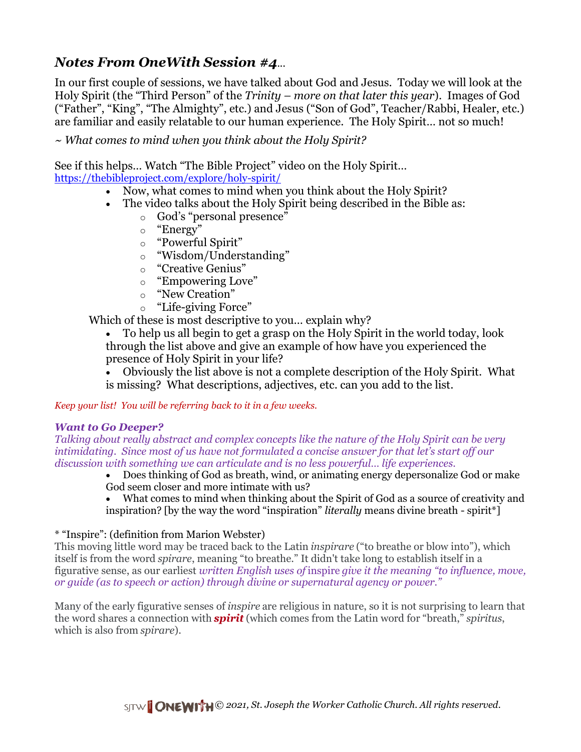## *Notes From OneWith Session #4…*

In our first couple of sessions, we have talked about God and Jesus. Today we will look at the Holy Spirit (the "Third Person" of the *Trinity – more on that later this year*). Images of God ("Father", "King", "The Almighty", etc.) and Jesus ("Son of God", Teacher/Rabbi, Healer, etc.) are familiar and easily relatable to our human experience. The Holy Spirit… not so much!

*~ What comes to mind when you think about the Holy Spirit?*

See if this helps… Watch "The Bible Project" video on the Holy Spirit…
https://thebibleproject.com/explore/holy-spirit/

- Now, what comes to mind when you think about the Holy Spirit?
- The video talks about the Holy Spirit being described in the Bible as:
  - God's "personal presence"
  - "Energy"
  - "Powerful Spirit"
  - "Wisdom/Understanding"
  - "Creative Genius"
  - "Empowering Love"
  - "New Creation"
  - "Life-giving Force"

Which of these is most descriptive to you… explain why?

- To help us all begin to get a grasp on the Holy Spirit in the world today, look through the list above and give an example of how have you experienced the presence of Holy Spirit in your life?
- Obviously the list above is not a complete description of the Holy Spirit. What is missing? What descriptions, adjectives, etc. can you add to the list.

*Keep your list! You will be referring back to it in a few weeks.*

***Want to Go Deeper?***

*Talking about really abstract and complex concepts like the nature of the Holy Spirit can be very intimidating. Since most of us have not formulated a concise answer for that let's start off our discussion with something we can articulate and is no less powerful… life experiences.*

- Does thinking of God as breath, wind, or animating energy depersonalize God or make God seem closer and more intimate with us?
- What comes to mind when thinking about the Spirit of God as a source of creativity and inspiration? [by the way the word "inspiration" *literally* means divine breath - spirit*]

* "Inspire": (definition from Marion Webster)
This moving little word may be traced back to the Latin *inspirare* ("to breathe or blow into"), which itself is from the word *spirare*, meaning "to breathe." It didn't take long to establish itself in a figurative sense, as our earliest *written English uses of* inspire *give it the meaning "to influence, move, or guide (as to speech or action) through divine or supernatural agency or power."*

Many of the early figurative senses of *inspire* are religious in nature, so it is not surprising to learn that the word shares a connection with ***spirit*** (which comes from the Latin word for "breath," *spiritus*, which is also from *spirare*).

SJTW ONEWITH *© 2021, St. Joseph the Worker Catholic Church. All rights reserved.*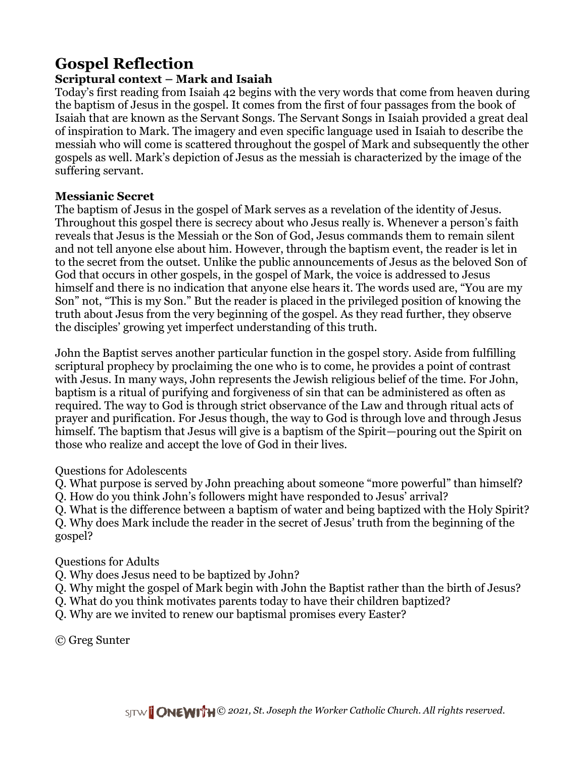# Gospel Reflection

### Scriptural context – Mark and Isaiah

Today's first reading from Isaiah 42 begins with the very words that come from heaven during the baptism of Jesus in the gospel. It comes from the first of four passages from the book of Isaiah that are known as the Servant Songs. The Servant Songs in Isaiah provided a great deal of inspiration to Mark. The imagery and even specific language used in Isaiah to describe the messiah who will come is scattered throughout the gospel of Mark and subsequently the other gospels as well. Mark's depiction of Jesus as the messiah is characterized by the image of the suffering servant.

### Messianic Secret

The baptism of Jesus in the gospel of Mark serves as a revelation of the identity of Jesus. Throughout this gospel there is secrecy about who Jesus really is. Whenever a person's faith reveals that Jesus is the Messiah or the Son of God, Jesus commands them to remain silent and not tell anyone else about him. However, through the baptism event, the reader is let in to the secret from the outset. Unlike the public announcements of Jesus as the beloved Son of God that occurs in other gospels, in the gospel of Mark, the voice is addressed to Jesus himself and there is no indication that anyone else hears it. The words used are, "You are my Son" not, "This is my Son." But the reader is placed in the privileged position of knowing the truth about Jesus from the very beginning of the gospel. As they read further, they observe the disciples' growing yet imperfect understanding of this truth.

John the Baptist serves another particular function in the gospel story. Aside from fulfilling scriptural prophecy by proclaiming the one who is to come, he provides a point of contrast with Jesus. In many ways, John represents the Jewish religious belief of the time. For John, baptism is a ritual of purifying and forgiveness of sin that can be administered as often as required. The way to God is through strict observance of the Law and through ritual acts of prayer and purification. For Jesus though, the way to God is through love and through Jesus himself. The baptism that Jesus will give is a baptism of the Spirit—pouring out the Spirit on those who realize and accept the love of God in their lives.

Questions for Adolescents

Q. What purpose is served by John preaching about someone "more powerful" than himself?
Q. How do you think John's followers might have responded to Jesus' arrival?
Q. What is the difference between a baptism of water and being baptized with the Holy Spirit?
Q. Why does Mark include the reader in the secret of Jesus' truth from the beginning of the gospel?

Questions for Adults

Q. Why does Jesus need to be baptized by John?
Q. Why might the gospel of Mark begin with John the Baptist rather than the birth of Jesus?
Q. What do you think motivates parents today to have their children baptized?
Q. Why are we invited to renew our baptismal promises every Easter?

© Greg Sunter